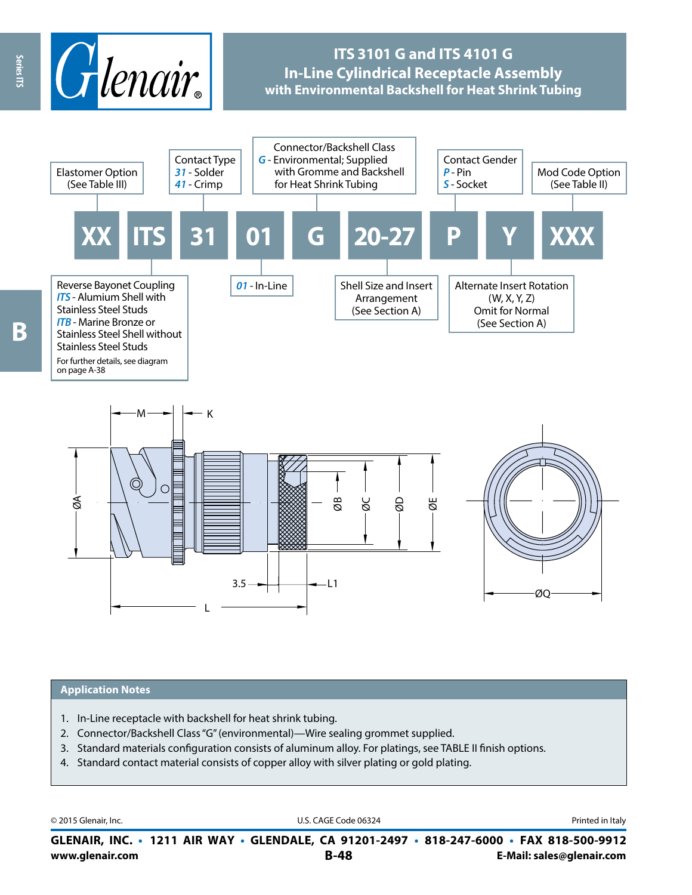# ITS 3101 G and ITS 4101 G
## In-Line Cylindrical Receptacle Assembly
### with Environmental Backshell for Heat Shrink Tubing

| XX | ITS | 31 | 01 | G | 20-27 | P | Y | XXX |
|---|---|---|---|---|---|---|---|---|

- **XX** – Elastomer Option (See Table III)
- **ITS** – Reverse Bayonet Coupling
  - *ITS* - Alumium Shell with Stainless Steel Studs
  - *ITB* - Marine Bronze or Stainless Steel Shell without Stainless Steel Studs
  - For further details, see diagram on page A-38
- **31** – Contact Type
  - *31* - Solder
  - *41* - Crimp
- **01** – *01* - In-Line
- **G** – Connector/Backshell Class
  - *G* - Environmental; Supplied with Gromme and Backshell for Heat Shrink Tubing
- **20-27** – Shell Size and Insert Arrangement (See Section A)
- **P** – Contact Gender
  - *P* - Pin
  - *S* - Socket
- **Y** – Alternate Insert Rotation (W, X, Y, Z) Omit for Normal (See Section A)
- **XXX** – Mod Code Option (See Table II)

M, K, ØA, ØB, ØC, ØD, ØE, 3.5, L1, L, ØQ

## Application Notes

1. In-Line receptacle with backshell for heat shrink tubing.
2. Connector/Backshell Class "G" (environmental)—Wire sealing grommet supplied.
3. Standard materials configuration consists of aluminum alloy. For platings, see TABLE II finish options.
4. Standard contact material consists of copper alloy with silver plating or gold plating.

© 2015 Glenair, Inc. U.S. CAGE Code 06324 Printed in Italy

**GLENAIR, INC. • 1211 AIR WAY • GLENDALE, CA 91201-2497 • 818-247-6000 • FAX 818-500-9912**
**www.glenair.com** **E-Mail: sales@glenair.com**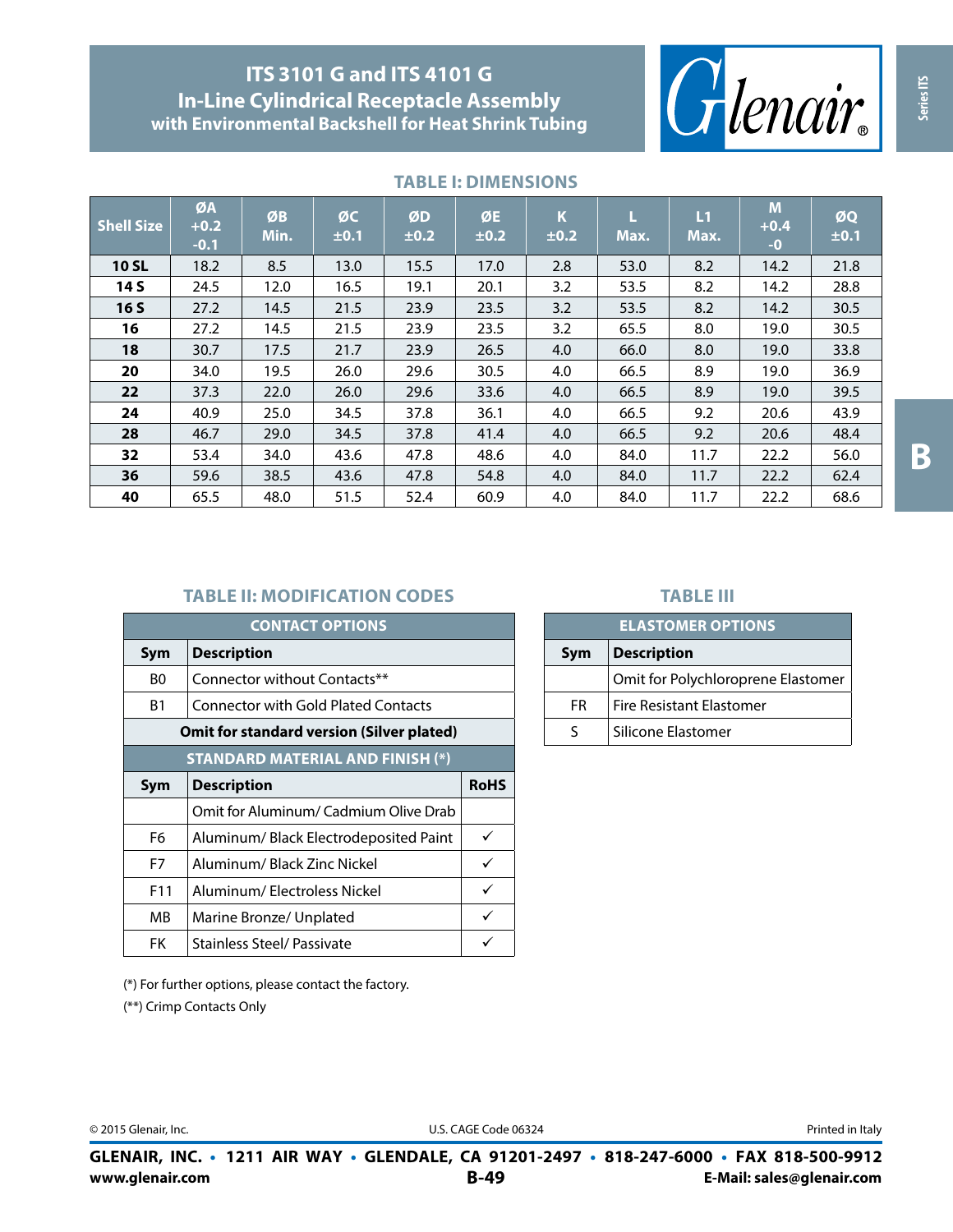# ITS 3101 G and ITS 4101 G In-Line Cylindrical Receptacle Assembly with Environmental Backshell for Heat Shrink Tubing

## TABLE I: DIMENSIONS

| Shell Size | ØA +0.2 -0.1 | ØB Min. | ØC ±0.1 | ØD ±0.2 | ØE ±0.2 | K ±0.2 | L Max. | L1 Max. | M +0.4 -0 | ØQ ±0.1 |
|---|---|---|---|---|---|---|---|---|---|---|
| **10 SL** | 18.2 | 8.5 | 13.0 | 15.5 | 17.0 | 2.8 | 53.0 | 8.2 | 14.2 | 21.8 |
| **14 S** | 24.5 | 12.0 | 16.5 | 19.1 | 20.1 | 3.2 | 53.5 | 8.2 | 14.2 | 28.8 |
| **16 S** | 27.2 | 14.5 | 21.5 | 23.9 | 23.5 | 3.2 | 53.5 | 8.2 | 14.2 | 30.5 |
| **16** | 27.2 | 14.5 | 21.5 | 23.9 | 23.5 | 3.2 | 65.5 | 8.0 | 19.0 | 30.5 |
| **18** | 30.7 | 17.5 | 21.7 | 23.9 | 26.5 | 4.0 | 66.0 | 8.0 | 19.0 | 33.8 |
| **20** | 34.0 | 19.5 | 26.0 | 29.6 | 30.5 | 4.0 | 66.5 | 8.9 | 19.0 | 36.9 |
| **22** | 37.3 | 22.0 | 26.0 | 29.6 | 33.6 | 4.0 | 66.5 | 8.9 | 19.0 | 39.5 |
| **24** | 40.9 | 25.0 | 34.5 | 37.8 | 36.1 | 4.0 | 66.5 | 9.2 | 20.6 | 43.9 |
| **28** | 46.7 | 29.0 | 34.5 | 37.8 | 41.4 | 4.0 | 66.5 | 9.2 | 20.6 | 48.4 |
| **32** | 53.4 | 34.0 | 43.6 | 47.8 | 48.6 | 4.0 | 84.0 | 11.7 | 22.2 | 56.0 |
| **36** | 59.6 | 38.5 | 43.6 | 47.8 | 54.8 | 4.0 | 84.0 | 11.7 | 22.2 | 62.4 |
| **40** | 65.5 | 48.0 | 51.5 | 52.4 | 60.9 | 4.0 | 84.0 | 11.7 | 22.2 | 68.6 |

## TABLE II: MODIFICATION CODES

| CONTACT OPTIONS | | |
|---|---|---|
| **Sym** | **Description** | |
| B0 | Connector without Contacts** | |
| B1 | Connector with Gold Plated Contacts | |
| **Omit for standard version (Silver plated)** | | |
| **STANDARD MATERIAL AND FINISH (*)** | | |
| **Sym** | **Description** | **RoHS** |
| | Omit for Aluminum/ Cadmium Olive Drab | |
| F6 | Aluminum/ Black Electrodeposited Paint | ✓ |
| F7 | Aluminum/ Black Zinc Nickel | ✓ |
| F11 | Aluminum/ Electroless Nickel | ✓ |
| MB | Marine Bronze/ Unplated | ✓ |
| FK | Stainless Steel/ Passivate | ✓ |

(*) For further options, please contact the factory.

(**) Crimp Contacts Only

## TABLE III

| ELASTOMER OPTIONS | |
|---|---|
| **Sym** | **Description** |
| | Omit for Polychloroprene Elastomer |
| FR | Fire Resistant Elastomer |
| S | Silicone Elastomer |

© 2015 Glenair, Inc. U.S. CAGE Code 06324 Printed in Italy

**GLENAIR, INC. • 1211 AIR WAY • GLENDALE, CA 91201-2497 • 818-247-6000 • FAX 818-500-9912**

**www.glenair.com** **E-Mail: sales@glenair.com**